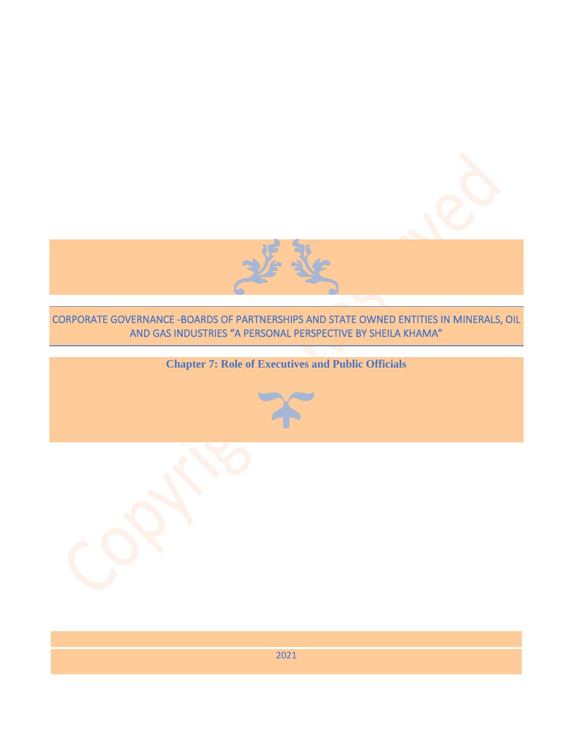# CORPORATE GOVERNANCE -BOARDS OF PARTNERSHIPS AND STATE OWNED ENTITIES IN MINERALS, OIL AND GAS INDUSTRIES "A PERSONAL PERSPECTIVE BY SHEILA KHAMA"

## Chapter 7: Role of Executives and Public Officials

2021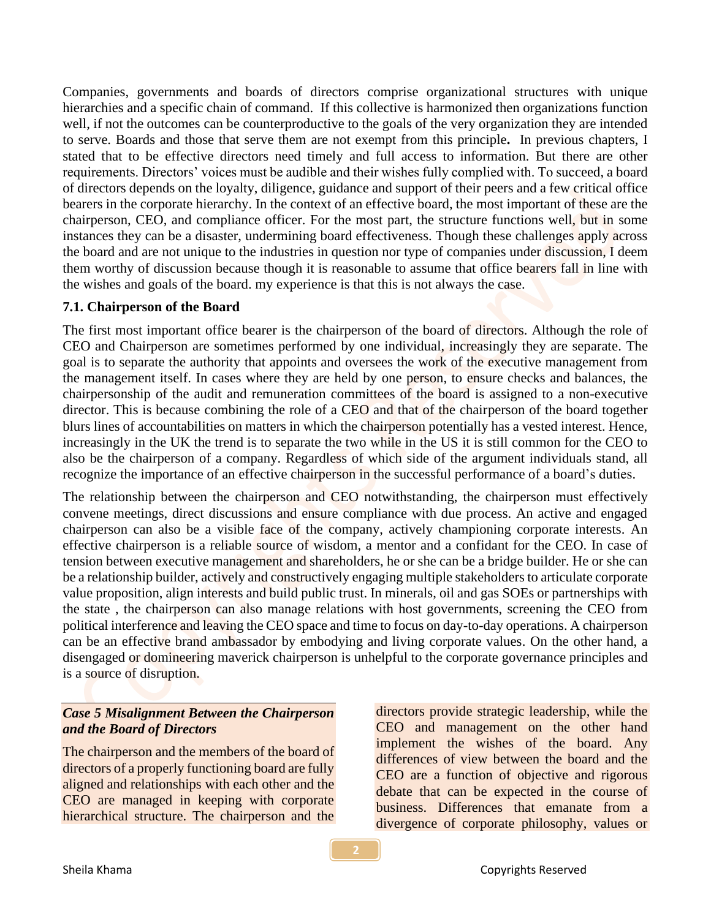Companies, governments and boards of directors comprise organizational structures with unique hierarchies and a specific chain of command. If this collective is harmonized then organizations function well, if not the outcomes can be counterproductive to the goals of the very organization they are intended to serve. Boards and those that serve them are not exempt from this principle**.** In previous chapters, I stated that to be effective directors need timely and full access to information. But there are other requirements. Directors' voices must be audible and their wishes fully complied with. To succeed, a board of directors depends on the loyalty, diligence, guidance and support of their peers and a few critical office bearers in the corporate hierarchy. In the context of an effective board, the most important of these are the chairperson, CEO, and compliance officer. For the most part, the structure functions well, but in some instances they can be a disaster, undermining board effectiveness. Though these challenges apply across the board and are not unique to the industries in question nor type of companies under discussion, I deem them worthy of discussion because though it is reasonable to assume that office bearers fall in line with the wishes and goals of the board. my experience is that this is not always the case.

### 7.1. Chairperson of the Board

The first most important office bearer is the chairperson of the board of directors. Although the role of CEO and Chairperson are sometimes performed by one individual, increasingly they are separate. The goal is to separate the authority that appoints and oversees the work of the executive management from the management itself. In cases where they are held by one person, to ensure checks and balances, the chairpersonship of the audit and remuneration committees of the board is assigned to a non-executive director. This is because combining the role of a CEO and that of the chairperson of the board together blurs lines of accountabilities on matters in which the chairperson potentially has a vested interest. Hence, increasingly in the UK the trend is to separate the two while in the US it is still common for the CEO to also be the chairperson of a company. Regardless of which side of the argument individuals stand, all recognize the importance of an effective chairperson in the successful performance of a board's duties.

The relationship between the chairperson and CEO notwithstanding, the chairperson must effectively convene meetings, direct discussions and ensure compliance with due process. An active and engaged chairperson can also be a visible face of the company, actively championing corporate interests. An effective chairperson is a reliable source of wisdom, a mentor and a confidant for the CEO. In case of tension between executive management and shareholders, he or she can be a bridge builder. He or she can be a relationship builder, actively and constructively engaging multiple stakeholders to articulate corporate value proposition, align interests and build public trust. In minerals, oil and gas SOEs or partnerships with the state , the chairperson can also manage relations with host governments, screening the CEO from political interference and leaving the CEO space and time to focus on day-to-day operations. A chairperson can be an effective brand ambassador by embodying and living corporate values. On the other hand, a disengaged or domineering maverick chairperson is unhelpful to the corporate governance principles and is a source of disruption.

***Case 5 Misalignment Between the Chairperson and the Board of Directors***

The chairperson and the members of the board of directors of a properly functioning board are fully aligned and relationships with each other and the CEO are managed in keeping with corporate hierarchical structure. The chairperson and the directors provide strategic leadership, while the CEO and management on the other hand implement the wishes of the board. Any differences of view between the board and the CEO are a function of objective and rigorous debate that can be expected in the course of business. Differences that emanate from a divergence of corporate philosophy, values or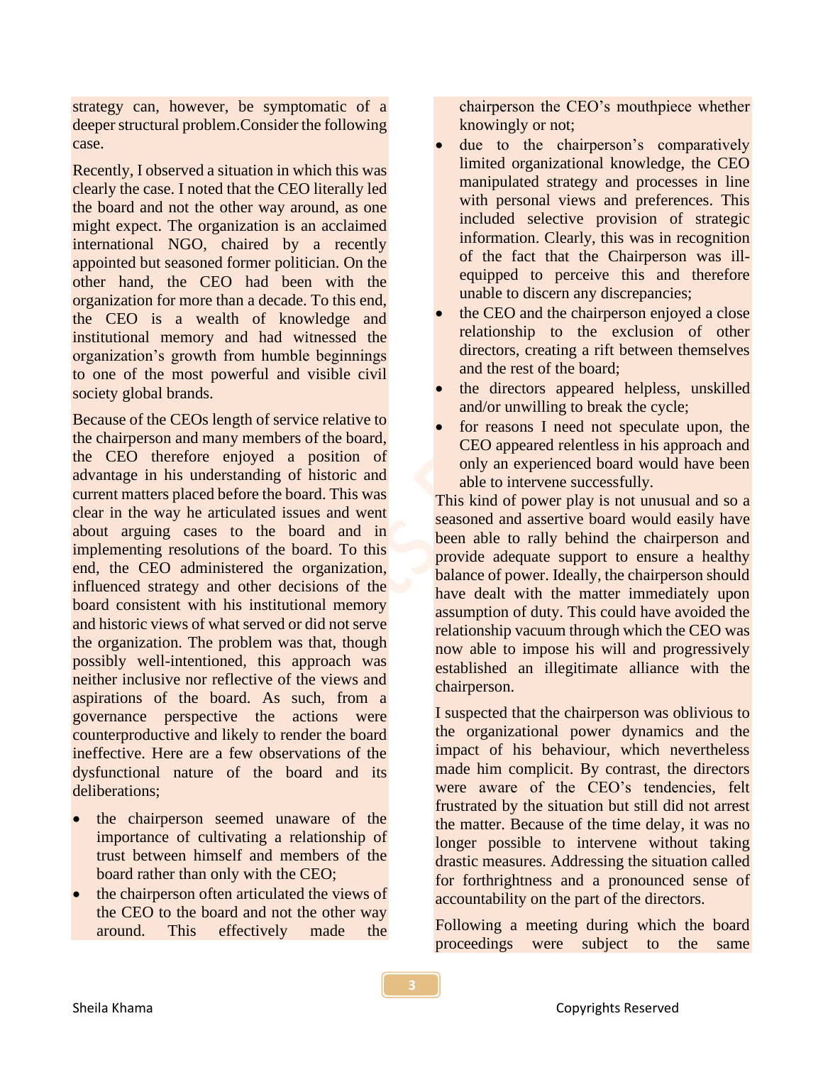strategy can, however, be symptomatic of a deeper structural problem.Consider the following case.

Recently, I observed a situation in which this was clearly the case. I noted that the CEO literally led the board and not the other way around, as one might expect. The organization is an acclaimed international NGO, chaired by a recently appointed but seasoned former politician. On the other hand, the CEO had been with the organization for more than a decade. To this end, the CEO is a wealth of knowledge and institutional memory and had witnessed the organization's growth from humble beginnings to one of the most powerful and visible civil society global brands.

Because of the CEOs length of service relative to the chairperson and many members of the board, the CEO therefore enjoyed a position of advantage in his understanding of historic and current matters placed before the board. This was clear in the way he articulated issues and went about arguing cases to the board and in implementing resolutions of the board. To this end, the CEO administered the organization, influenced strategy and other decisions of the board consistent with his institutional memory and historic views of what served or did not serve the organization. The problem was that, though possibly well-intentioned, this approach was neither inclusive nor reflective of the views and aspirations of the board. As such, from a governance perspective the actions were counterproductive and likely to render the board ineffective. Here are a few observations of the dysfunctional nature of the board and its deliberations;

- the chairperson seemed unaware of the importance of cultivating a relationship of trust between himself and members of the board rather than only with the CEO;
- the chairperson often articulated the views of the CEO to the board and not the other way around. This effectively made the chairperson the CEO's mouthpiece whether knowingly or not;
- due to the chairperson's comparatively limited organizational knowledge, the CEO manipulated strategy and processes in line with personal views and preferences. This included selective provision of strategic information. Clearly, this was in recognition of the fact that the Chairperson was ill-equipped to perceive this and therefore unable to discern any discrepancies;
- the CEO and the chairperson enjoyed a close relationship to the exclusion of other directors, creating a rift between themselves and the rest of the board;
- the directors appeared helpless, unskilled and/or unwilling to break the cycle;
- for reasons I need not speculate upon, the CEO appeared relentless in his approach and only an experienced board would have been able to intervene successfully.

This kind of power play is not unusual and so a seasoned and assertive board would easily have been able to rally behind the chairperson and provide adequate support to ensure a healthy balance of power. Ideally, the chairperson should have dealt with the matter immediately upon assumption of duty. This could have avoided the relationship vacuum through which the CEO was now able to impose his will and progressively established an illegitimate alliance with the chairperson.

I suspected that the chairperson was oblivious to the organizational power dynamics and the impact of his behaviour, which nevertheless made him complicit. By contrast, the directors were aware of the CEO's tendencies, felt frustrated by the situation but still did not arrest the matter. Because of the time delay, it was no longer possible to intervene without taking drastic measures. Addressing the situation called for forthrightness and a pronounced sense of accountability on the part of the directors.

Following a meeting during which the board proceedings were subject to the same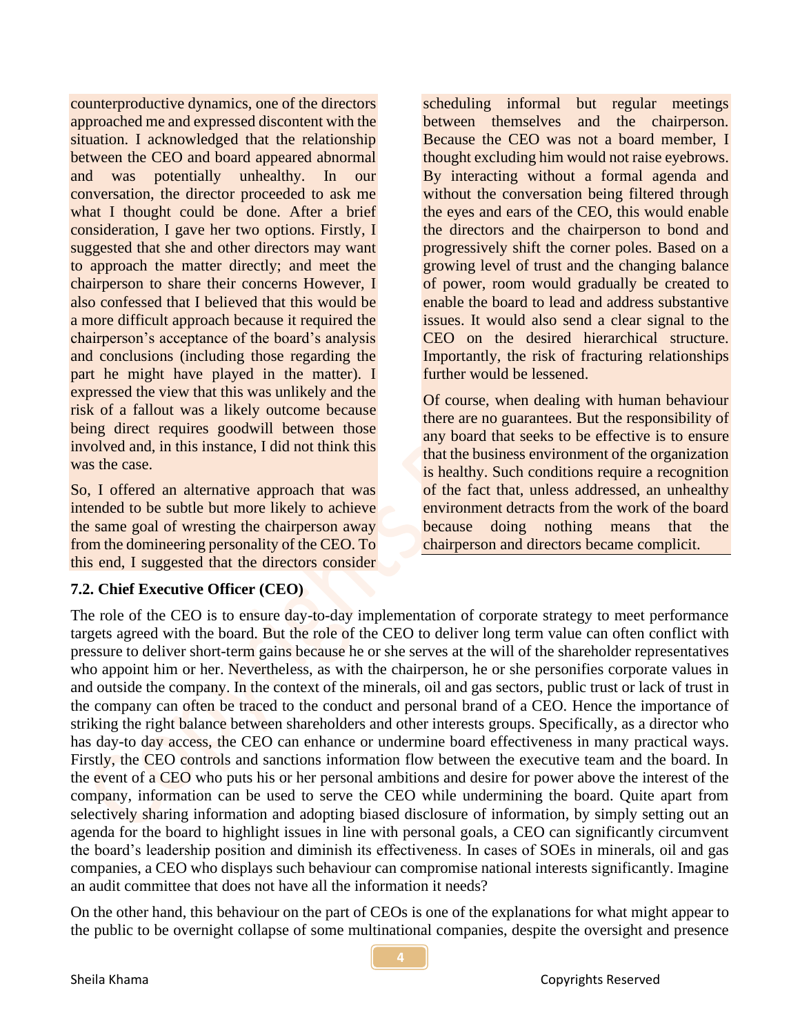counterproductive dynamics, one of the directors approached me and expressed discontent with the situation. I acknowledged that the relationship between the CEO and board appeared abnormal and was potentially unhealthy. In our conversation, the director proceeded to ask me what I thought could be done. After a brief consideration, I gave her two options. Firstly, I suggested that she and other directors may want to approach the matter directly; and meet the chairperson to share their concerns However, I also confessed that I believed that this would be a more difficult approach because it required the chairperson's acceptance of the board's analysis and conclusions (including those regarding the part he might have played in the matter). I expressed the view that this was unlikely and the risk of a fallout was a likely outcome because being direct requires goodwill between those involved and, in this instance, I did not think this was the case.

So, I offered an alternative approach that was intended to be subtle but more likely to achieve the same goal of wresting the chairperson away from the domineering personality of the CEO. To this end, I suggested that the directors consider scheduling informal but regular meetings between themselves and the chairperson. Because the CEO was not a board member, I thought excluding him would not raise eyebrows. By interacting without a formal agenda and without the conversation being filtered through the eyes and ears of the CEO, this would enable the directors and the chairperson to bond and progressively shift the corner poles. Based on a growing level of trust and the changing balance of power, room would gradually be created to enable the board to lead and address substantive issues. It would also send a clear signal to the CEO on the desired hierarchical structure. Importantly, the risk of fracturing relationships further would be lessened.

Of course, when dealing with human behaviour there are no guarantees. But the responsibility of any board that seeks to be effective is to ensure that the business environment of the organization is healthy. Such conditions require a recognition of the fact that, unless addressed, an unhealthy environment detracts from the work of the board because doing nothing means that the chairperson and directors became complicit.

### 7.2. Chief Executive Officer (CEO)

The role of the CEO is to ensure day-to-day implementation of corporate strategy to meet performance targets agreed with the board. But the role of the CEO to deliver long term value can often conflict with pressure to deliver short-term gains because he or she serves at the will of the shareholder representatives who appoint him or her. Nevertheless, as with the chairperson, he or she personifies corporate values in and outside the company. In the context of the minerals, oil and gas sectors, public trust or lack of trust in the company can often be traced to the conduct and personal brand of a CEO. Hence the importance of striking the right balance between shareholders and other interests groups. Specifically, as a director who has day-to day access, the CEO can enhance or undermine board effectiveness in many practical ways. Firstly, the CEO controls and sanctions information flow between the executive team and the board. In the event of a CEO who puts his or her personal ambitions and desire for power above the interest of the company, information can be used to serve the CEO while undermining the board. Quite apart from selectively sharing information and adopting biased disclosure of information, by simply setting out an agenda for the board to highlight issues in line with personal goals, a CEO can significantly circumvent the board's leadership position and diminish its effectiveness. In cases of SOEs in minerals, oil and gas companies, a CEO who displays such behaviour can compromise national interests significantly. Imagine an audit committee that does not have all the information it needs?

On the other hand, this behaviour on the part of CEOs is one of the explanations for what might appear to the public to be overnight collapse of some multinational companies, despite the oversight and presence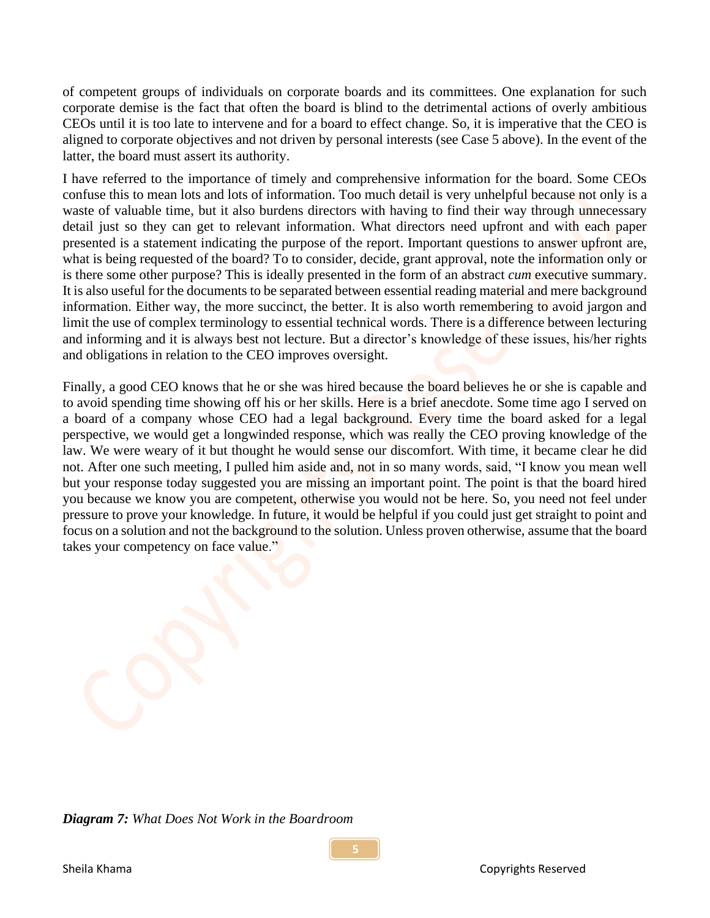of competent groups of individuals on corporate boards and its committees. One explanation for such corporate demise is the fact that often the board is blind to the detrimental actions of overly ambitious CEOs until it is too late to intervene and for a board to effect change. So, it is imperative that the CEO is aligned to corporate objectives and not driven by personal interests (see Case 5 above). In the event of the latter, the board must assert its authority.

I have referred to the importance of timely and comprehensive information for the board. Some CEOs confuse this to mean lots and lots of information. Too much detail is very unhelpful because not only is a waste of valuable time, but it also burdens directors with having to find their way through unnecessary detail just so they can get to relevant information. What directors need upfront and with each paper presented is a statement indicating the purpose of the report. Important questions to answer upfront are, what is being requested of the board? To to consider, decide, grant approval, note the information only or is there some other purpose? This is ideally presented in the form of an abstract *cum* executive summary. It is also useful for the documents to be separated between essential reading material and mere background information. Either way, the more succinct, the better. It is also worth remembering to avoid jargon and limit the use of complex terminology to essential technical words. There is a difference between lecturing and informing and it is always best not lecture. But a director's knowledge of these issues, his/her rights and obligations in relation to the CEO improves oversight.

Finally, a good CEO knows that he or she was hired because the board believes he or she is capable and to avoid spending time showing off his or her skills. Here is a brief anecdote. Some time ago I served on a board of a company whose CEO had a legal background. Every time the board asked for a legal perspective, we would get a longwinded response, which was really the CEO proving knowledge of the law. We were weary of it but thought he would sense our discomfort. With time, it became clear he did not. After one such meeting, I pulled him aside and, not in so many words, said, "I know you mean well but your response today suggested you are missing an important point. The point is that the board hired you because we know you are competent, otherwise you would not be here. So, you need not feel under pressure to prove your knowledge. In future, it would be helpful if you could just get straight to point and focus on a solution and not the background to the solution. Unless proven otherwise, assume that the board takes your competency on face value."

***Diagram 7:*** *What Does Not Work in the Boardroom*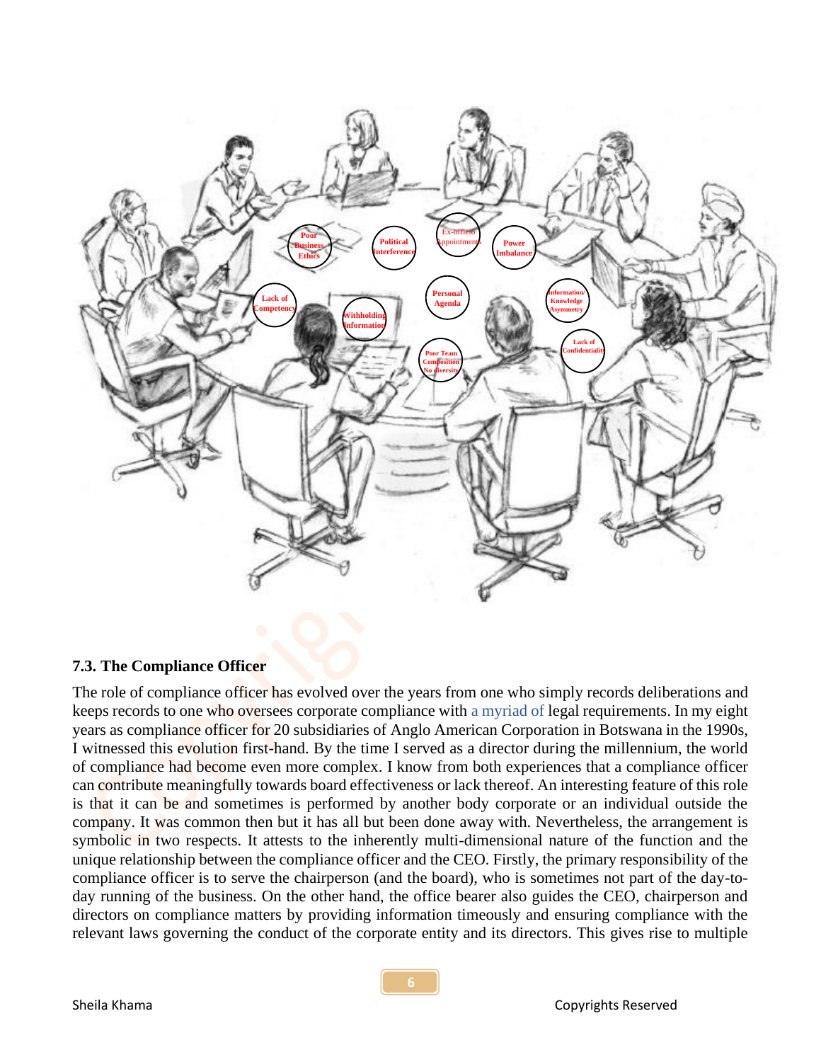Poor Business Ethics

Political Interference

Ex-officio Appointments

Power Imbalance

Lack of Competency

Withholding Information

Personal Agenda

Information/ Knowledge Asymmetry

Poor Team Composition No diversity

Lack of Confidentiality

### 7.3. The Compliance Officer

The role of compliance officer has evolved over the years from one who simply records deliberations and keeps records to one who oversees corporate compliance with a myriad of legal requirements. In my eight years as compliance officer for 20 subsidiaries of Anglo American Corporation in Botswana in the 1990s, I witnessed this evolution first-hand. By the time I served as a director during the millennium, the world of compliance had become even more complex. I know from both experiences that a compliance officer can contribute meaningfully towards board effectiveness or lack thereof. An interesting feature of this role is that it can be and sometimes is performed by another body corporate or an individual outside the company. It was common then but it has all but been done away with. Nevertheless, the arrangement is symbolic in two respects. It attests to the inherently multi-dimensional nature of the function and the unique relationship between the compliance officer and the CEO. Firstly, the primary responsibility of the compliance officer is to serve the chairperson (and the board), who is sometimes not part of the day-to-day running of the business. On the other hand, the office bearer also guides the CEO, chairperson and directors on compliance matters by providing information timeously and ensuring compliance with the relevant laws governing the conduct of the corporate entity and its directors. This gives rise to multiple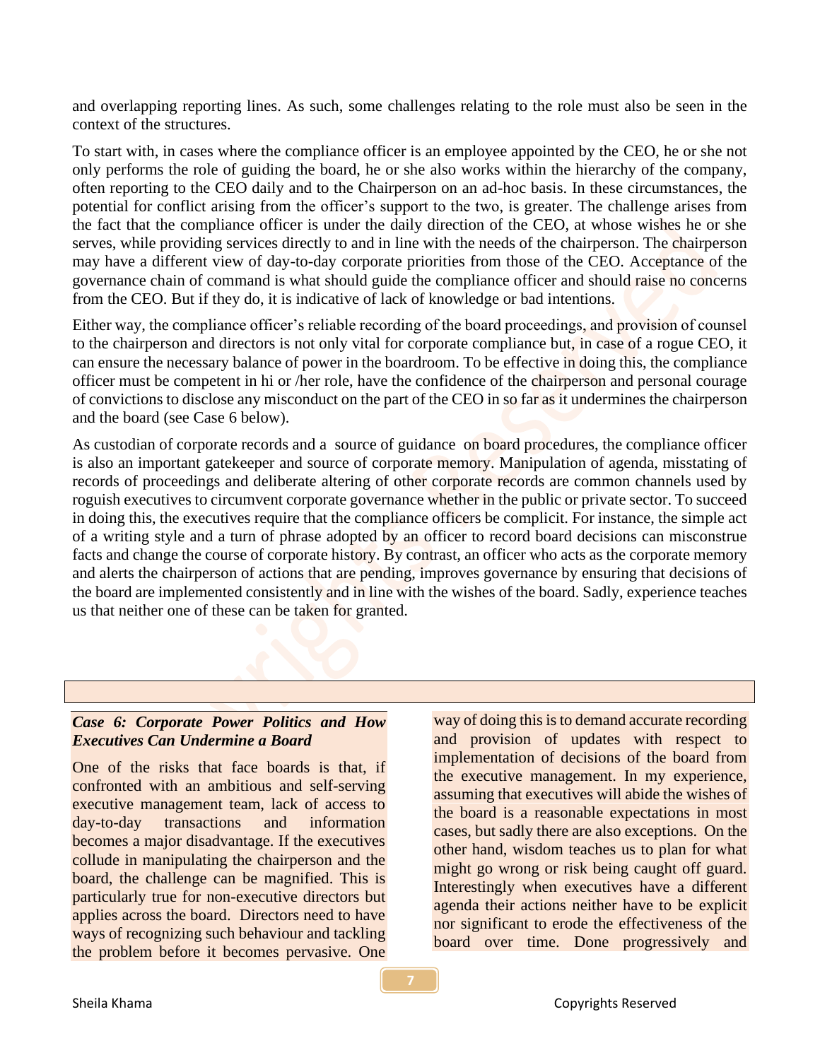and overlapping reporting lines. As such, some challenges relating to the role must also be seen in the context of the structures.

To start with, in cases where the compliance officer is an employee appointed by the CEO, he or she not only performs the role of guiding the board, he or she also works within the hierarchy of the company, often reporting to the CEO daily and to the Chairperson on an ad-hoc basis. In these circumstances, the potential for conflict arising from the officer's support to the two, is greater. The challenge arises from the fact that the compliance officer is under the daily direction of the CEO, at whose wishes he or she serves, while providing services directly to and in line with the needs of the chairperson. The chairperson may have a different view of day-to-day corporate priorities from those of the CEO. Acceptance of the governance chain of command is what should guide the compliance officer and should raise no concerns from the CEO. But if they do, it is indicative of lack of knowledge or bad intentions.

Either way, the compliance officer's reliable recording of the board proceedings, and provision of counsel to the chairperson and directors is not only vital for corporate compliance but, in case of a rogue CEO, it can ensure the necessary balance of power in the boardroom. To be effective in doing this, the compliance officer must be competent in hi or /her role, have the confidence of the chairperson and personal courage of convictions to disclose any misconduct on the part of the CEO in so far as it undermines the chairperson and the board (see Case 6 below).

As custodian of corporate records and a source of guidance on board procedures, the compliance officer is also an important gatekeeper and source of corporate memory. Manipulation of agenda, misstating of records of proceedings and deliberate altering of other corporate records are common channels used by roguish executives to circumvent corporate governance whether in the public or private sector. To succeed in doing this, the executives require that the compliance officers be complicit. For instance, the simple act of a writing style and a turn of phrase adopted by an officer to record board decisions can misconstrue facts and change the course of corporate history. By contrast, an officer who acts as the corporate memory and alerts the chairperson of actions that are pending, improves governance by ensuring that decisions of the board are implemented consistently and in line with the wishes of the board. Sadly, experience teaches us that neither one of these can be taken for granted.

***Case 6: Corporate Power Politics and How Executives Can Undermine a Board***

One of the risks that face boards is that, if confronted with an ambitious and self-serving executive management team, lack of access to day-to-day transactions and information becomes a major disadvantage. If the executives collude in manipulating the chairperson and the board, the challenge can be magnified. This is particularly true for non-executive directors but applies across the board. Directors need to have ways of recognizing such behaviour and tackling the problem before it becomes pervasive. One way of doing this is to demand accurate recording and provision of updates with respect to implementation of decisions of the board from the executive management. In my experience, assuming that executives will abide the wishes of the board is a reasonable expectations in most cases, but sadly there are also exceptions. On the other hand, wisdom teaches us to plan for what might go wrong or risk being caught off guard. Interestingly when executives have a different agenda their actions neither have to be explicit nor significant to erode the effectiveness of the board over time. Done progressively and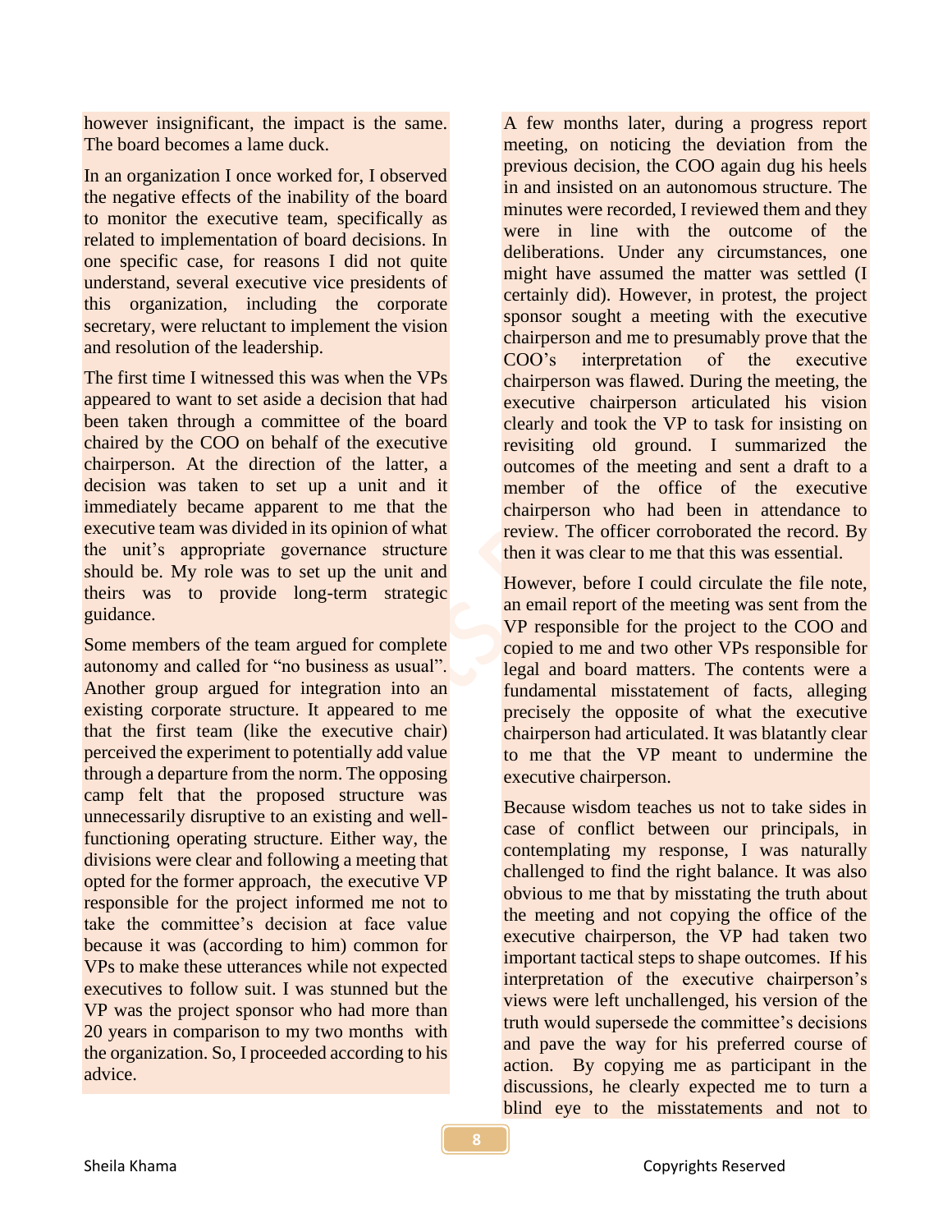however insignificant, the impact is the same. The board becomes a lame duck.

In an organization I once worked for, I observed the negative effects of the inability of the board to monitor the executive team, specifically as related to implementation of board decisions. In one specific case, for reasons I did not quite understand, several executive vice presidents of this organization, including the corporate secretary, were reluctant to implement the vision and resolution of the leadership.

The first time I witnessed this was when the VPs appeared to want to set aside a decision that had been taken through a committee of the board chaired by the COO on behalf of the executive chairperson. At the direction of the latter, a decision was taken to set up a unit and it immediately became apparent to me that the executive team was divided in its opinion of what the unit's appropriate governance structure should be. My role was to set up the unit and theirs was to provide long-term strategic guidance.

Some members of the team argued for complete autonomy and called for "no business as usual". Another group argued for integration into an existing corporate structure. It appeared to me that the first team (like the executive chair) perceived the experiment to potentially add value through a departure from the norm. The opposing camp felt that the proposed structure was unnecessarily disruptive to an existing and well-functioning operating structure. Either way, the divisions were clear and following a meeting that opted for the former approach, the executive VP responsible for the project informed me not to take the committee's decision at face value because it was (according to him) common for VPs to make these utterances while not expected executives to follow suit. I was stunned but the VP was the project sponsor who had more than 20 years in comparison to my two months with the organization. So, I proceeded according to his advice.

A few months later, during a progress report meeting, on noticing the deviation from the previous decision, the COO again dug his heels in and insisted on an autonomous structure. The minutes were recorded, I reviewed them and they were in line with the outcome of the deliberations. Under any circumstances, one might have assumed the matter was settled (I certainly did). However, in protest, the project sponsor sought a meeting with the executive chairperson and me to presumably prove that the COO's interpretation of the executive chairperson was flawed. During the meeting, the executive chairperson articulated his vision clearly and took the VP to task for insisting on revisiting old ground. I summarized the outcomes of the meeting and sent a draft to a member of the office of the executive chairperson who had been in attendance to review. The officer corroborated the record. By then it was clear to me that this was essential.

However, before I could circulate the file note, an email report of the meeting was sent from the VP responsible for the project to the COO and copied to me and two other VPs responsible for legal and board matters. The contents were a fundamental misstatement of facts, alleging precisely the opposite of what the executive chairperson had articulated. It was blatantly clear to me that the VP meant to undermine the executive chairperson.

Because wisdom teaches us not to take sides in case of conflict between our principals, in contemplating my response, I was naturally challenged to find the right balance. It was also obvious to me that by misstating the truth about the meeting and not copying the office of the executive chairperson, the VP had taken two important tactical steps to shape outcomes. If his interpretation of the executive chairperson's views were left unchallenged, his version of the truth would supersede the committee's decisions and pave the way for his preferred course of action. By copying me as participant in the discussions, he clearly expected me to turn a blind eye to the misstatements and not to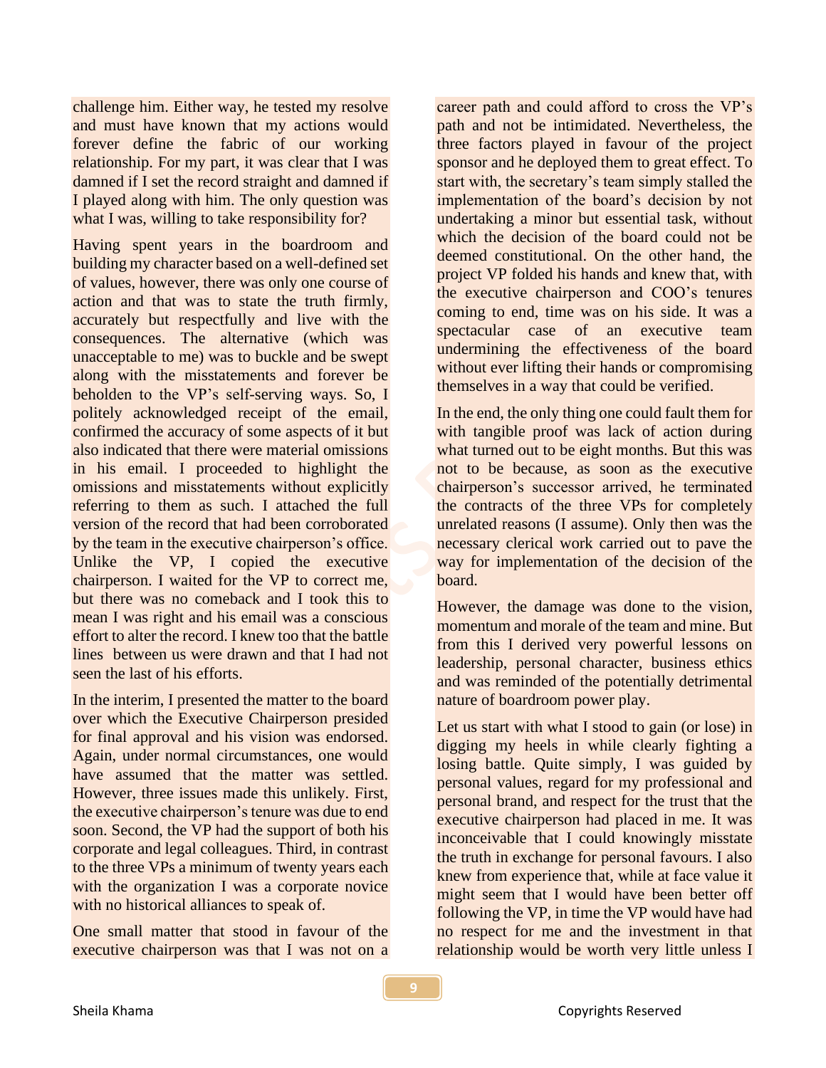challenge him. Either way, he tested my resolve and must have known that my actions would forever define the fabric of our working relationship. For my part, it was clear that I was damned if I set the record straight and damned if I played along with him. The only question was what I was, willing to take responsibility for?

Having spent years in the boardroom and building my character based on a well-defined set of values, however, there was only one course of action and that was to state the truth firmly, accurately but respectfully and live with the consequences. The alternative (which was unacceptable to me) was to buckle and be swept along with the misstatements and forever be beholden to the VP's self-serving ways. So, I politely acknowledged receipt of the email, confirmed the accuracy of some aspects of it but also indicated that there were material omissions in his email. I proceeded to highlight the omissions and misstatements without explicitly referring to them as such. I attached the full version of the record that had been corroborated by the team in the executive chairperson's office. Unlike the VP, I copied the executive chairperson. I waited for the VP to correct me, but there was no comeback and I took this to mean I was right and his email was a conscious effort to alter the record. I knew too that the battle lines between us were drawn and that I had not seen the last of his efforts.

In the interim, I presented the matter to the board over which the Executive Chairperson presided for final approval and his vision was endorsed. Again, under normal circumstances, one would have assumed that the matter was settled. However, three issues made this unlikely. First, the executive chairperson's tenure was due to end soon. Second, the VP had the support of both his corporate and legal colleagues. Third, in contrast to the three VPs a minimum of twenty years each with the organization I was a corporate novice with no historical alliances to speak of.

One small matter that stood in favour of the executive chairperson was that I was not on a career path and could afford to cross the VP's path and not be intimidated. Nevertheless, the three factors played in favour of the project sponsor and he deployed them to great effect. To start with, the secretary's team simply stalled the implementation of the board's decision by not undertaking a minor but essential task, without which the decision of the board could not be deemed constitutional. On the other hand, the project VP folded his hands and knew that, with the executive chairperson and COO's tenures coming to end, time was on his side. It was a spectacular case of an executive team undermining the effectiveness of the board without ever lifting their hands or compromising themselves in a way that could be verified.

In the end, the only thing one could fault them for with tangible proof was lack of action during what turned out to be eight months. But this was not to be because, as soon as the executive chairperson's successor arrived, he terminated the contracts of the three VPs for completely unrelated reasons (I assume). Only then was the necessary clerical work carried out to pave the way for implementation of the decision of the board.

However, the damage was done to the vision, momentum and morale of the team and mine. But from this I derived very powerful lessons on leadership, personal character, business ethics and was reminded of the potentially detrimental nature of boardroom power play.

Let us start with what I stood to gain (or lose) in digging my heels in while clearly fighting a losing battle. Quite simply, I was guided by personal values, regard for my professional and personal brand, and respect for the trust that the executive chairperson had placed in me. It was inconceivable that I could knowingly misstate the truth in exchange for personal favours. I also knew from experience that, while at face value it might seem that I would have been better off following the VP, in time the VP would have had no respect for me and the investment in that relationship would be worth very little unless I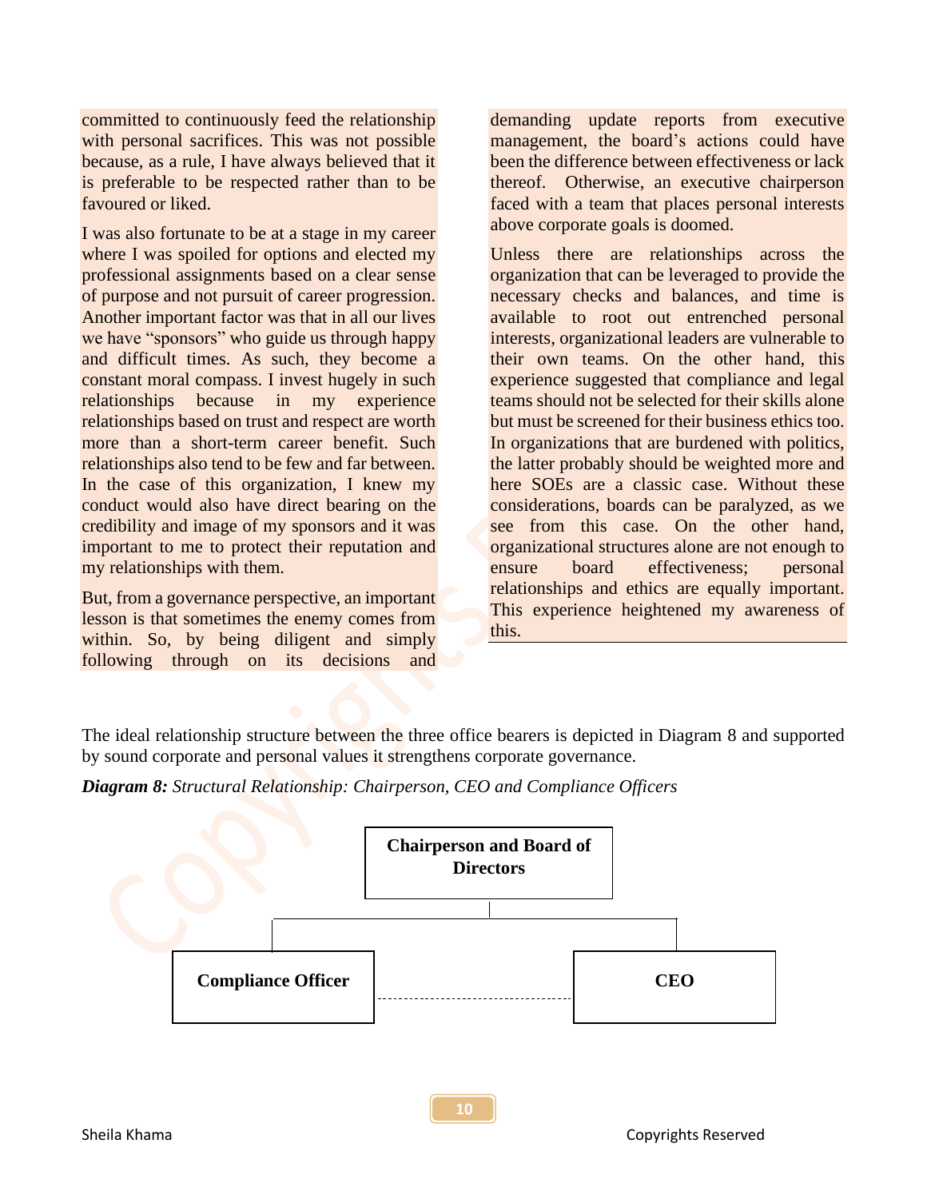committed to continuously feed the relationship with personal sacrifices. This was not possible because, as a rule, I have always believed that it is preferable to be respected rather than to be favoured or liked.

I was also fortunate to be at a stage in my career where I was spoiled for options and elected my professional assignments based on a clear sense of purpose and not pursuit of career progression. Another important factor was that in all our lives we have "sponsors" who guide us through happy and difficult times. As such, they become a constant moral compass. I invest hugely in such relationships because in my experience relationships based on trust and respect are worth more than a short-term career benefit. Such relationships also tend to be few and far between. In the case of this organization, I knew my conduct would also have direct bearing on the credibility and image of my sponsors and it was important to me to protect their reputation and my relationships with them.

But, from a governance perspective, an important lesson is that sometimes the enemy comes from within. So, by being diligent and simply following through on its decisions and demanding update reports from executive management, the board's actions could have been the difference between effectiveness or lack thereof. Otherwise, an executive chairperson faced with a team that places personal interests above corporate goals is doomed.

Unless there are relationships across the organization that can be leveraged to provide the necessary checks and balances, and time is available to root out entrenched personal interests, organizational leaders are vulnerable to their own teams. On the other hand, this experience suggested that compliance and legal teams should not be selected for their skills alone but must be screened for their business ethics too. In organizations that are burdened with politics, the latter probably should be weighted more and here SOEs are a classic case. Without these considerations, boards can be paralyzed, as we see from this case. On the other hand, organizational structures alone are not enough to ensure board effectiveness; personal relationships and ethics are equally important. This experience heightened my awareness of this.

The ideal relationship structure between the three office bearers is depicted in Diagram 8 and supported by sound corporate and personal values it strengthens corporate governance.

***Diagram 8:*** *Structural Relationship: Chairperson, CEO and Compliance Officers*

**Chairperson and Board of Directors**

**Compliance Officer** ------- **CEO**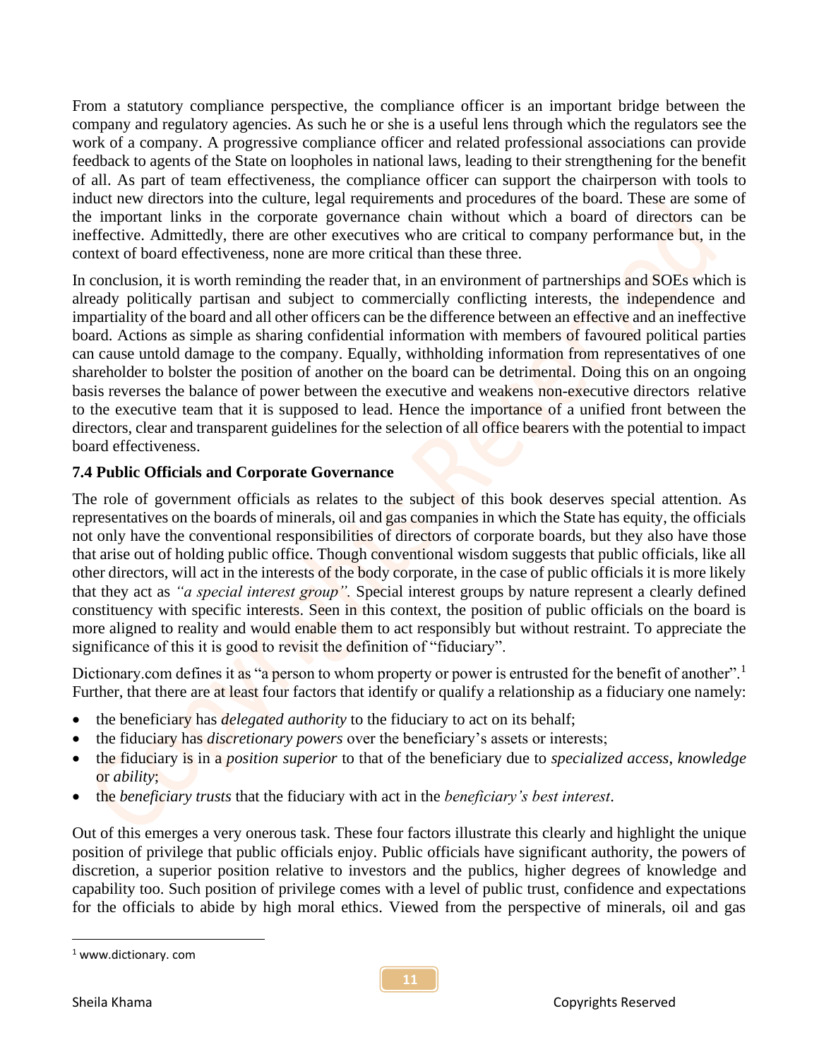From a statutory compliance perspective, the compliance officer is an important bridge between the company and regulatory agencies. As such he or she is a useful lens through which the regulators see the work of a company. A progressive compliance officer and related professional associations can provide feedback to agents of the State on loopholes in national laws, leading to their strengthening for the benefit of all. As part of team effectiveness, the compliance officer can support the chairperson with tools to induct new directors into the culture, legal requirements and procedures of the board. These are some of the important links in the corporate governance chain without which a board of directors can be ineffective. Admittedly, there are other executives who are critical to company performance but, in the context of board effectiveness, none are more critical than these three.

In conclusion, it is worth reminding the reader that, in an environment of partnerships and SOEs which is already politically partisan and subject to commercially conflicting interests, the independence and impartiality of the board and all other officers can be the difference between an effective and an ineffective board. Actions as simple as sharing confidential information with members of favoured political parties can cause untold damage to the company. Equally, withholding information from representatives of one shareholder to bolster the position of another on the board can be detrimental. Doing this on an ongoing basis reverses the balance of power between the executive and weakens non-executive directors relative to the executive team that it is supposed to lead. Hence the importance of a unified front between the directors, clear and transparent guidelines for the selection of all office bearers with the potential to impact board effectiveness.

### 7.4 Public Officials and Corporate Governance

The role of government officials as relates to the subject of this book deserves special attention. As representatives on the boards of minerals, oil and gas companies in which the State has equity, the officials not only have the conventional responsibilities of directors of corporate boards, but they also have those that arise out of holding public office. Though conventional wisdom suggests that public officials, like all other directors, will act in the interests of the body corporate, in the case of public officials it is more likely that they act as *"a special interest group"*. Special interest groups by nature represent a clearly defined constituency with specific interests. Seen in this context, the position of public officials on the board is more aligned to reality and would enable them to act responsibly but without restraint. To appreciate the significance of this it is good to revisit the definition of "fiduciary".

Dictionary.com defines it as "a person to whom property or power is entrusted for the benefit of another".[1] Further, that there are at least four factors that identify or qualify a relationship as a fiduciary one namely:

- the beneficiary has *delegated authority* to the fiduciary to act on its behalf;
- the fiduciary has *discretionary powers* over the beneficiary's assets or interests;
- the fiduciary is in a *position superior* to that of the beneficiary due to *specialized access*, *knowledge* or *ability*;
- the *beneficiary trusts* that the fiduciary with act in the *beneficiary's best interest*.

Out of this emerges a very onerous task. These four factors illustrate this clearly and highlight the unique position of privilege that public officials enjoy. Public officials have significant authority, the powers of discretion, a superior position relative to investors and the publics, higher degrees of knowledge and capability too. Such position of privilege comes with a level of public trust, confidence and expectations for the officials to abide by high moral ethics. Viewed from the perspective of minerals, oil and gas

---

[1] www.dictionary. com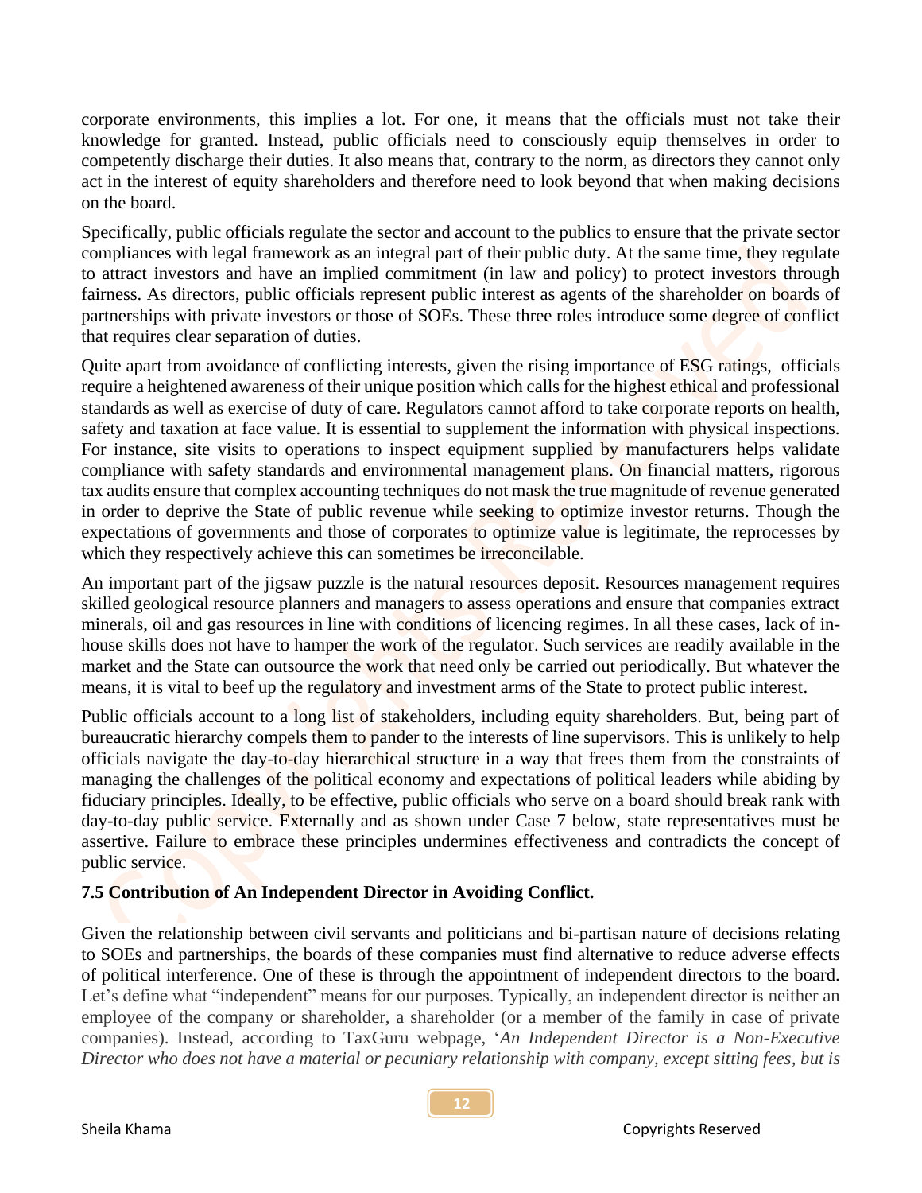corporate environments, this implies a lot. For one, it means that the officials must not take their knowledge for granted. Instead, public officials need to consciously equip themselves in order to competently discharge their duties. It also means that, contrary to the norm, as directors they cannot only act in the interest of equity shareholders and therefore need to look beyond that when making decisions on the board.

Specifically, public officials regulate the sector and account to the publics to ensure that the private sector compliances with legal framework as an integral part of their public duty. At the same time, they regulate to attract investors and have an implied commitment (in law and policy) to protect investors through fairness. As directors, public officials represent public interest as agents of the shareholder on boards of partnerships with private investors or those of SOEs. These three roles introduce some degree of conflict that requires clear separation of duties.

Quite apart from avoidance of conflicting interests, given the rising importance of ESG ratings, officials require a heightened awareness of their unique position which calls for the highest ethical and professional standards as well as exercise of duty of care. Regulators cannot afford to take corporate reports on health, safety and taxation at face value. It is essential to supplement the information with physical inspections. For instance, site visits to operations to inspect equipment supplied by manufacturers helps validate compliance with safety standards and environmental management plans. On financial matters, rigorous tax audits ensure that complex accounting techniques do not mask the true magnitude of revenue generated in order to deprive the State of public revenue while seeking to optimize investor returns. Though the expectations of governments and those of corporates to optimize value is legitimate, the reprocesses by which they respectively achieve this can sometimes be irreconcilable.

An important part of the jigsaw puzzle is the natural resources deposit. Resources management requires skilled geological resource planners and managers to assess operations and ensure that companies extract minerals, oil and gas resources in line with conditions of licencing regimes. In all these cases, lack of in-house skills does not have to hamper the work of the regulator. Such services are readily available in the market and the State can outsource the work that need only be carried out periodically. But whatever the means, it is vital to beef up the regulatory and investment arms of the State to protect public interest.

Public officials account to a long list of stakeholders, including equity shareholders. But, being part of bureaucratic hierarchy compels them to pander to the interests of line supervisors. This is unlikely to help officials navigate the day-to-day hierarchical structure in a way that frees them from the constraints of managing the challenges of the political economy and expectations of political leaders while abiding by fiduciary principles. Ideally, to be effective, public officials who serve on a board should break rank with day-to-day public service. Externally and as shown under Case 7 below, state representatives must be assertive. Failure to embrace these principles undermines effectiveness and contradicts the concept of public service.

### 7.5 Contribution of An Independent Director in Avoiding Conflict.

Given the relationship between civil servants and politicians and bi-partisan nature of decisions relating to SOEs and partnerships, the boards of these companies must find alternative to reduce adverse effects of political interference. One of these is through the appointment of independent directors to the board. Let's define what "independent" means for our purposes. Typically, an independent director is neither an employee of the company or shareholder, a shareholder (or a member of the family in case of private companies). Instead, according to TaxGuru webpage, '*An Independent Director is a Non-Executive Director who does not have a material or pecuniary relationship with company, except sitting fees, but is*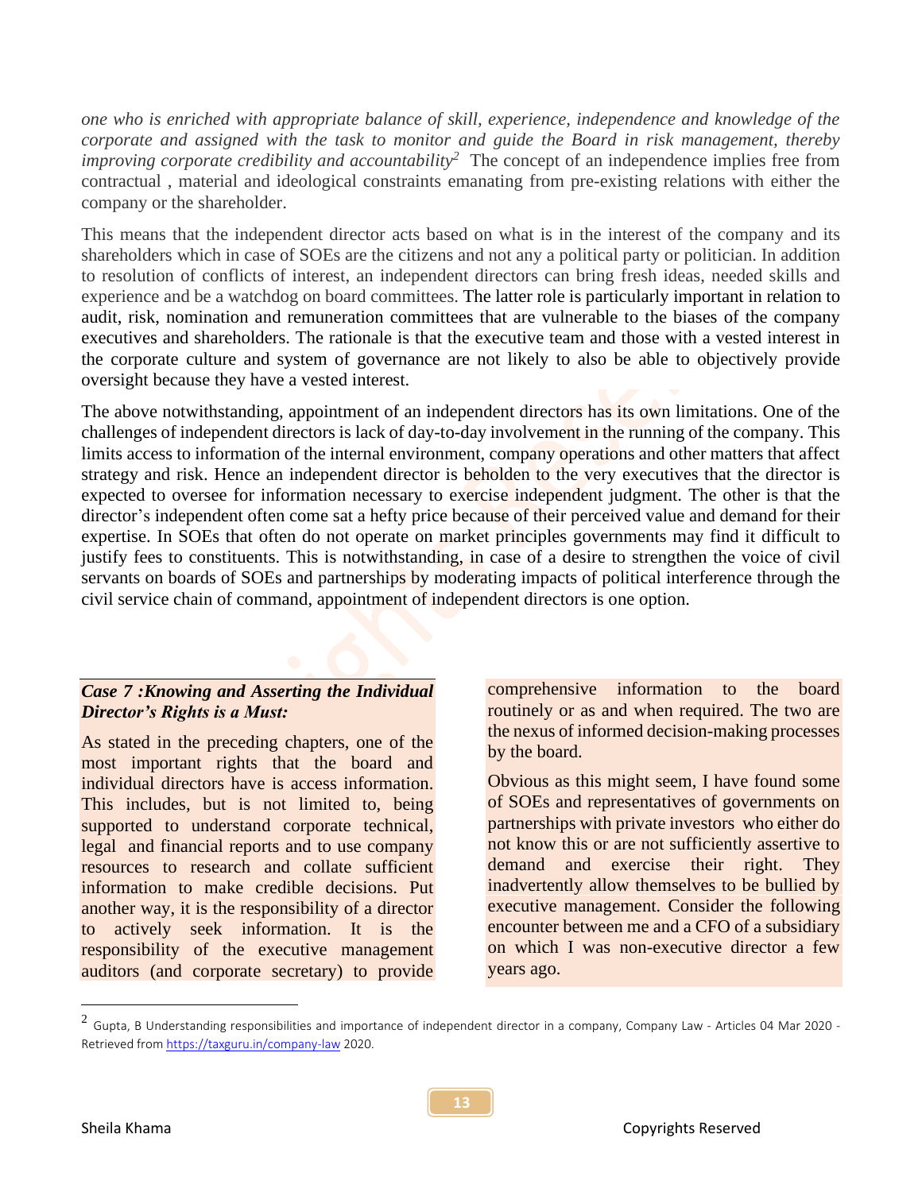*one who is enriched with appropriate balance of skill, experience, independence and knowledge of the corporate and assigned with the task to monitor and guide the Board in risk management, thereby improving corporate credibility and accountability*[2] The concept of an independence implies free from contractual , material and ideological constraints emanating from pre-existing relations with either the company or the shareholder.

This means that the independent director acts based on what is in the interest of the company and its shareholders which in case of SOEs are the citizens and not any a political party or politician. In addition to resolution of conflicts of interest, an independent directors can bring fresh ideas, needed skills and experience and be a watchdog on board committees. The latter role is particularly important in relation to audit, risk, nomination and remuneration committees that are vulnerable to the biases of the company executives and shareholders. The rationale is that the executive team and those with a vested interest in the corporate culture and system of governance are not likely to also be able to objectively provide oversight because they have a vested interest.

The above notwithstanding, appointment of an independent directors has its own limitations. One of the challenges of independent directors is lack of day-to-day involvement in the running of the company. This limits access to information of the internal environment, company operations and other matters that affect strategy and risk. Hence an independent director is beholden to the very executives that the director is expected to oversee for information necessary to exercise independent judgment. The other is that the director's independent often come sat a hefty price because of their perceived value and demand for their expertise. In SOEs that often do not operate on market principles governments may find it difficult to justify fees to constituents. This is notwithstanding, in case of a desire to strengthen the voice of civil servants on boards of SOEs and partnerships by moderating impacts of political interference through the civil service chain of command, appointment of independent directors is one option.

***Case 7 :Knowing and Asserting the Individual Director's Rights is a Must:***

As stated in the preceding chapters, one of the most important rights that the board and individual directors have is access information. This includes, but is not limited to, being supported to understand corporate technical, legal and financial reports and to use company resources to research and collate sufficient information to make credible decisions. Put another way, it is the responsibility of a director to actively seek information. It is the responsibility of the executive management auditors (and corporate secretary) to provide comprehensive information to the board routinely or as and when required. The two are the nexus of informed decision-making processes by the board.

Obvious as this might seem, I have found some of SOEs and representatives of governments on partnerships with private investors who either do not know this or are not sufficiently assertive to demand and exercise their right. They inadvertently allow themselves to be bullied by executive management. Consider the following encounter between me and a CFO of a subsidiary on which I was non-executive director a few years ago.

---

[2] Gupta, B Understanding responsibilities and importance of independent director in a company, Company Law - Articles 04 Mar 2020 - Retrieved from https://taxguru.in/company-law 2020.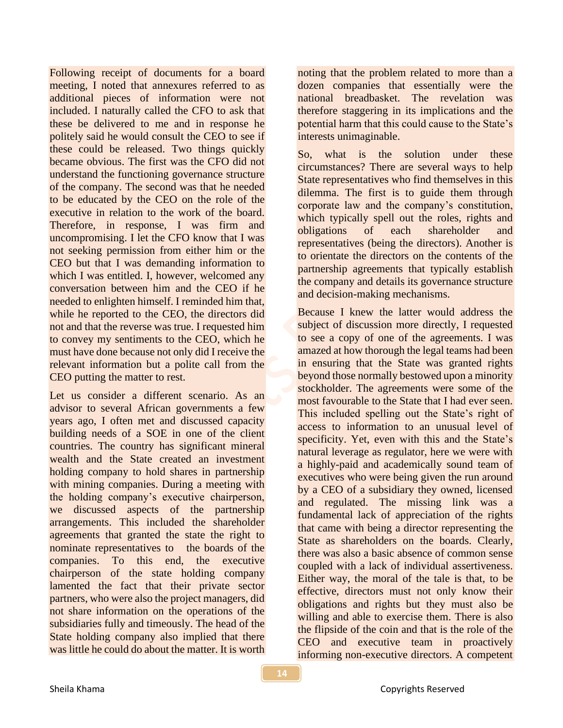Following receipt of documents for a board meeting, I noted that annexures referred to as additional pieces of information were not included. I naturally called the CFO to ask that these be delivered to me and in response he politely said he would consult the CEO to see if these could be released. Two things quickly became obvious. The first was the CFO did not understand the functioning governance structure of the company. The second was that he needed to be educated by the CEO on the role of the executive in relation to the work of the board. Therefore, in response, I was firm and uncompromising. I let the CFO know that I was not seeking permission from either him or the CEO but that I was demanding information to which I was entitled. I, however, welcomed any conversation between him and the CEO if he needed to enlighten himself. I reminded him that, while he reported to the CEO, the directors did not and that the reverse was true. I requested him to convey my sentiments to the CEO, which he must have done because not only did I receive the relevant information but a polite call from the CEO putting the matter to rest.

Let us consider a different scenario. As an advisor to several African governments a few years ago, I often met and discussed capacity building needs of a SOE in one of the client countries. The country has significant mineral wealth and the State created an investment holding company to hold shares in partnership with mining companies. During a meeting with the holding company's executive chairperson, we discussed aspects of the partnership arrangements. This included the shareholder agreements that granted the state the right to nominate representatives to the boards of the companies. To this end, the executive chairperson of the state holding company lamented the fact that their private sector partners, who were also the project managers, did not share information on the operations of the subsidiaries fully and timeously. The head of the State holding company also implied that there was little he could do about the matter. It is worth noting that the problem related to more than a dozen companies that essentially were the national breadbasket. The revelation was therefore staggering in its implications and the potential harm that this could cause to the State's interests unimaginable.

So, what is the solution under these circumstances? There are several ways to help State representatives who find themselves in this dilemma. The first is to guide them through corporate law and the company's constitution, which typically spell out the roles, rights and obligations of each shareholder and representatives (being the directors). Another is to orientate the directors on the contents of the partnership agreements that typically establish the company and details its governance structure and decision-making mechanisms.

Because I knew the latter would address the subject of discussion more directly, I requested to see a copy of one of the agreements. I was amazed at how thorough the legal teams had been in ensuring that the State was granted rights beyond those normally bestowed upon a minority stockholder. The agreements were some of the most favourable to the State that I had ever seen. This included spelling out the State's right of access to information to an unusual level of specificity. Yet, even with this and the State's natural leverage as regulator, here we were with a highly-paid and academically sound team of executives who were being given the run around by a CEO of a subsidiary they owned, licensed and regulated. The missing link was a fundamental lack of appreciation of the rights that came with being a director representing the State as shareholders on the boards. Clearly, there was also a basic absence of common sense coupled with a lack of individual assertiveness. Either way, the moral of the tale is that, to be effective, directors must not only know their obligations and rights but they must also be willing and able to exercise them. There is also the flipside of the coin and that is the role of the CEO and executive team in proactively informing non-executive directors. A competent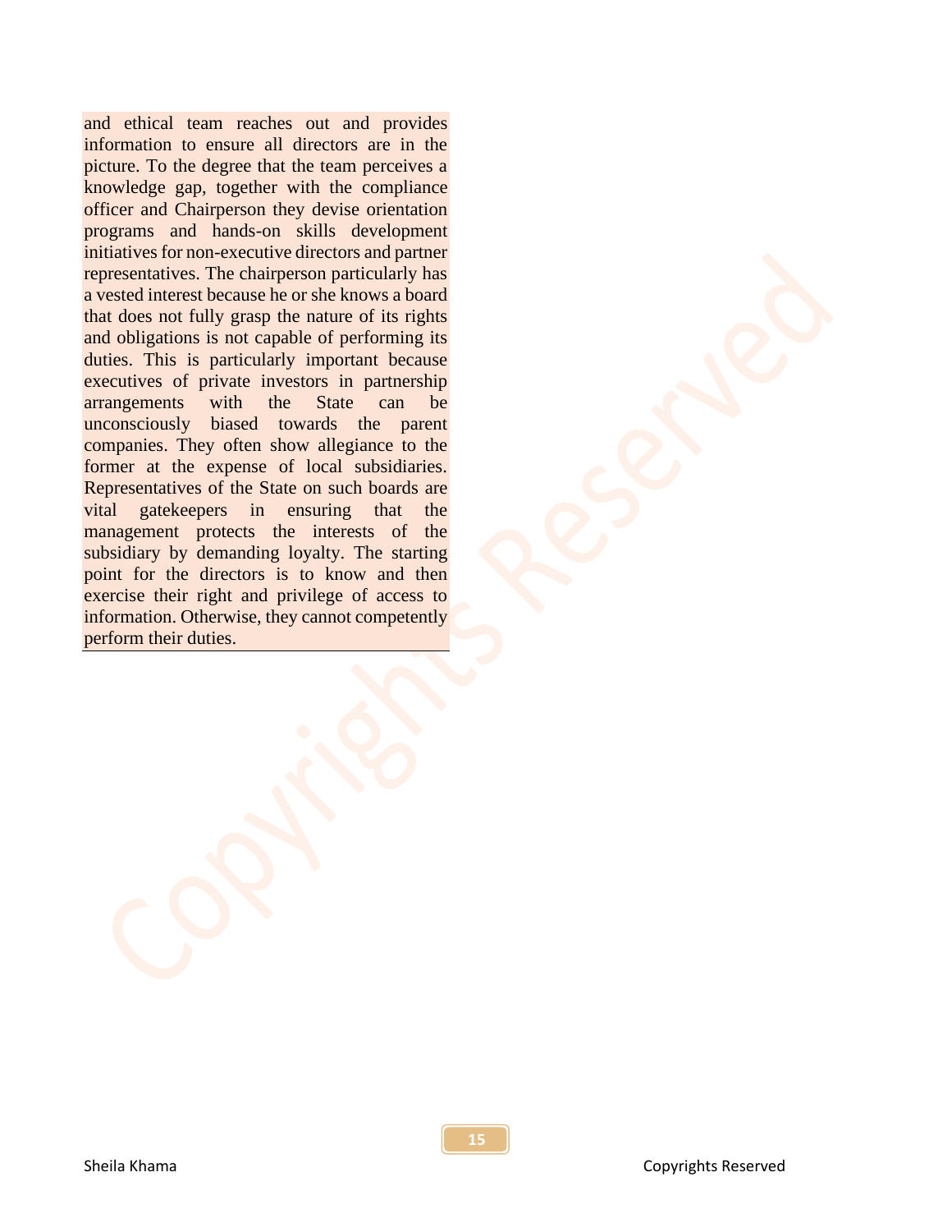and ethical team reaches out and provides information to ensure all directors are in the picture. To the degree that the team perceives a knowledge gap, together with the compliance officer and Chairperson they devise orientation programs and hands-on skills development initiatives for non-executive directors and partner representatives. The chairperson particularly has a vested interest because he or she knows a board that does not fully grasp the nature of its rights and obligations is not capable of performing its duties. This is particularly important because executives of private investors in partnership arrangements with the State can be unconsciously biased towards the parent companies. They often show allegiance to the former at the expense of local subsidiaries. Representatives of the State on such boards are vital gatekeepers in ensuring that the management protects the interests of the subsidiary by demanding loyalty. The starting point for the directors is to know and then exercise their right and privilege of access to information. Otherwise, they cannot competently perform their duties.